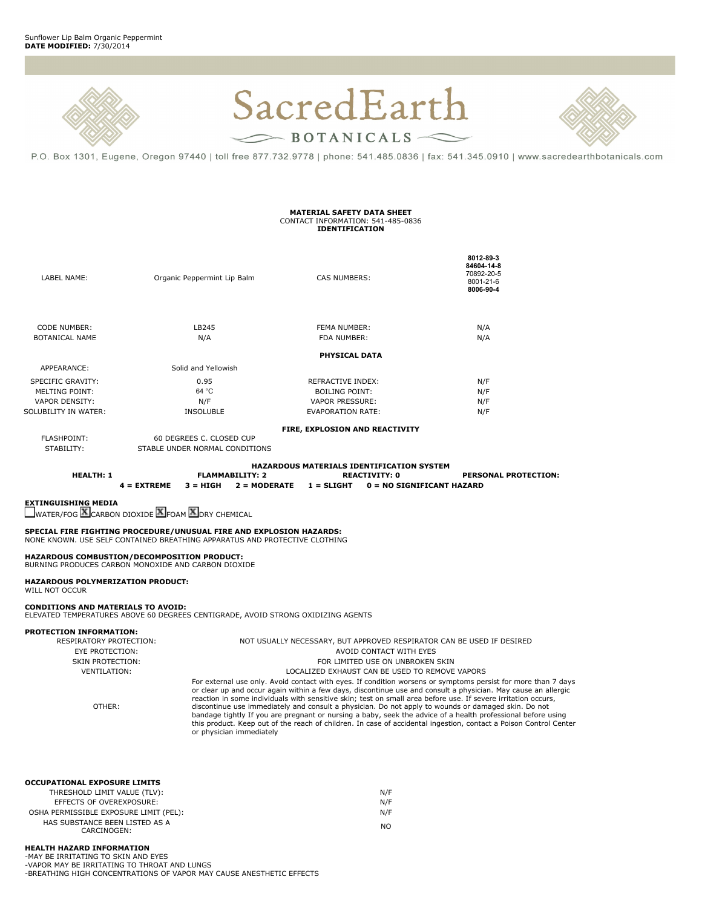Sunflower Lip Balm Organic Peppermint
**DATE MODIFIED:** 7/30/2014

SacredEarth
BOTANICALS

P.O. Box 1301, Eugene, Oregon 97440 | toll free 877.732.9778 | phone: 541.485.0836 | fax: 541.345.0910 | www.sacredearthbotanicals.com

**MATERIAL SAFETY DATA SHEET**
CONTACT INFORMATION: 541-485-0836
**IDENTIFICATION**

| | | | |
|---|---|---|---|
| LABEL NAME: | Organic Peppermint Lip Balm | CAS NUMBERS: | **8012-89-3** **84604-14-8** 70892-20-5 8001-21-6 **8006-90-4** |
| CODE NUMBER: | LB245 | FEMA NUMBER: | N/A |
| BOTANICAL NAME | N/A | FDA NUMBER: | N/A |

**PHYSICAL DATA**

| | | | |
|---|---|---|---|
| APPEARANCE: | Solid and Yellowish | | |
| SPECIFIC GRAVITY: | 0.95 | REFRACTIVE INDEX: | N/F |
| MELTING POINT: | 64 °C | BOILING POINT: | N/F |
| VAPOR DENSITY: | N/F | VAPOR PRESSURE: | N/F |
| SOLUBILITY IN WATER: | INSOLUBLE | EVAPORATION RATE: | N/F |

**FIRE, EXPLOSION AND REACTIVITY**

| | |
|---|---|
| FLASHPOINT: | 60 DEGREES C. CLOSED CUP |
| STABILITY: | STABLE UNDER NORMAL CONDITIONS |

**HAZARDOUS MATERIALS IDENTIFICATION SYSTEM**

**HEALTH: 1** **FLAMMABILITY: 2** **REACTIVITY: 0** **PERSONAL PROTECTION:**

**4 = EXTREME 3 = HIGH 2 = MODERATE 1 = SLIGHT 0 = NO SIGNIFICANT HAZARD**

**EXTINGUISHING MEDIA**
☐ WATER/FOG ☒ CARBON DIOXIDE ☒ FOAM ☒ DRY CHEMICAL

**SPECIAL FIRE FIGHTING PROCEDURE/UNUSUAL FIRE AND EXPLOSION HAZARDS:**
NONE KNOWN. USE SELF CONTAINED BREATHING APPARATUS AND PROTECTIVE CLOTHING

**HAZARDOUS COMBUSTION/DECOMPOSITION PRODUCT:**
BURNING PRODUCES CARBON MONOXIDE AND CARBON DIOXIDE

**HAZARDOUS POLYMERIZATION PRODUCT:**
WILL NOT OCCUR

**CONDITIONS AND MATERIALS TO AVOID:**
ELEVATED TEMPERATURES ABOVE 60 DEGREES CENTIGRADE, AVOID STRONG OXIDIZING AGENTS

**PROTECTION INFORMATION:**

| | |
|---|---|
| RESPIRATORY PROTECTION: | NOT USUALLY NECESSARY, BUT APPROVED RESPIRATOR CAN BE USED IF DESIRED |
| EYE PROTECTION: | AVOID CONTACT WITH EYES |
| SKIN PROTECTION: | FOR LIMITED USE ON UNBROKEN SKIN |
| VENTILATION: | LOCALIZED EXHAUST CAN BE USED TO REMOVE VAPORS |
| OTHER: | For external use only. Avoid contact with eyes. If condition worsens or symptoms persist for more than 7 days or clear up and occur again within a few days, discontinue use and consult a physician. May cause an allergic reaction in some individuals with sensitive skin; test on small area before use. If severe irritation occurs, discontinue use immediately and consult a physician. Do not apply to wounds or damaged skin. Do not bandage tightly If you are pregnant or nursing a baby, seek the advice of a health professional before using this product. Keep out of the reach of children. In case of accidental ingestion, contact a Poison Control Center or physician immediately |

**OCCUPATIONAL EXPOSURE LIMITS**

| | |
|---|---|
| THRESHOLD LIMIT VALUE (TLV): | N/F |
| EFFECTS OF OVEREXPOSURE: | N/F |
| OSHA PERMISSIBLE EXPOSURE LIMIT (PEL): | N/F |
| HAS SUBSTANCE BEEN LISTED AS A CARCINOGEN: | NO |

**HEALTH HAZARD INFORMATION**
-MAY BE IRRITATING TO SKIN AND EYES
-VAPOR MAY BE IRRITATING TO THROAT AND LUNGS
-BREATHING HIGH CONCENTRATIONS OF VAPOR MAY CAUSE ANESTHETIC EFFECTS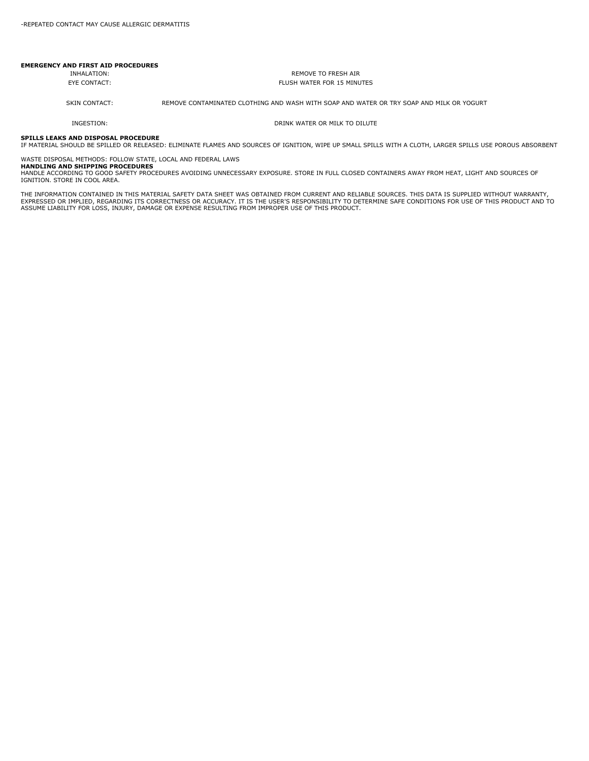-REPEATED CONTACT MAY CAUSE ALLERGIC DERMATITIS

**EMERGENCY AND FIRST AID PROCEDURES**

| | |
|---|---|
| INHALATION: | REMOVE TO FRESH AIR |
| EYE CONTACT: | FLUSH WATER FOR 15 MINUTES |
| SKIN CONTACT: | REMOVE CONTAMINATED CLOTHING AND WASH WITH SOAP AND WATER OR TRY SOAP AND MILK OR YOGURT |
| INGESTION: | DRINK WATER OR MILK TO DILUTE |

**SPILLS LEAKS AND DISPOSAL PROCEDURE**

IF MATERIAL SHOULD BE SPILLED OR RELEASED: ELIMINATE FLAMES AND SOURCES OF IGNITION, WIPE UP SMALL SPILLS WITH A CLOTH, LARGER SPILLS USE POROUS ABSORBENT

WASTE DISPOSAL METHODS: FOLLOW STATE, LOCAL AND FEDERAL LAWS

**HANDLING AND SHIPPING PROCEDURES**

HANDLE ACCORDING TO GOOD SAFETY PROCEDURES AVOIDING UNNECESSARY EXPOSURE. STORE IN FULL CLOSED CONTAINERS AWAY FROM HEAT, LIGHT AND SOURCES OF IGNITION. STORE IN COOL AREA.

THE INFORMATION CONTAINED IN THIS MATERIAL SAFETY DATA SHEET WAS OBTAINED FROM CURRENT AND RELIABLE SOURCES. THIS DATA IS SUPPLIED WITHOUT WARRANTY, EXPRESSED OR IMPLIED, REGARDING ITS CORRECTNESS OR ACCURACY. IT IS THE USER'S RESPONSIBILITY TO DETERMINE SAFE CONDITIONS FOR USE OF THIS PRODUCT AND TO ASSUME LIABILITY FOR LOSS, INJURY, DAMAGE OR EXPENSE RESULTING FROM IMPROPER USE OF THIS PRODUCT.